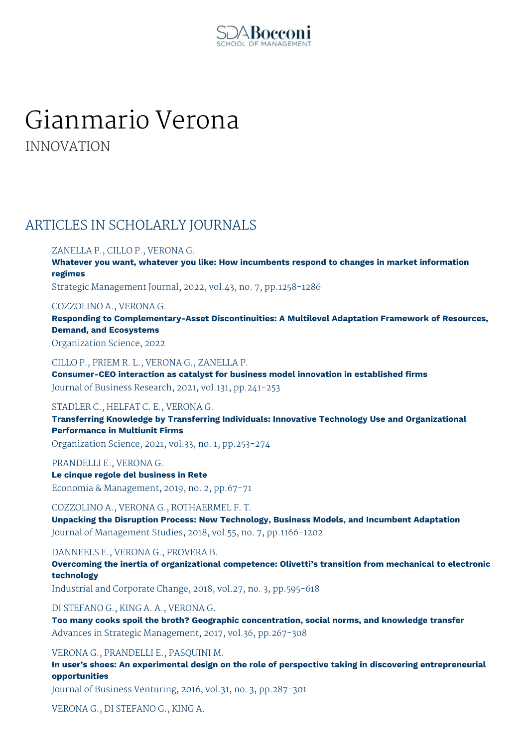# Gianmario Verona

INNOVATION

## ARTICLES IN SCHOLARLY JOURNALS

ZANELLA P., CILLO P., VERONA G.
**Whatever you want, whatever you like: How incumbents respond to changes in market information regimes**
Strategic Management Journal, 2022, vol.43, no. 7, pp.1258-1286

COZZOLINO A., VERONA G.
**Responding to Complementary-Asset Discontinuities: A Multilevel Adaptation Framework of Resources, Demand, and Ecosystems**
Organization Science, 2022

CILLO P., PRIEM R. L., VERONA G., ZANELLA P.
**Consumer-CEO interaction as catalyst for business model innovation in established firms**
Journal of Business Research, 2021, vol.131, pp.241-253

STADLER C., HELFAT C. E., VERONA G.
**Transferring Knowledge by Transferring Individuals: Innovative Technology Use and Organizational Performance in Multiunit Firms**
Organization Science, 2021, vol.33, no. 1, pp.253-274

PRANDELLI E., VERONA G.
**Le cinque regole del business in Rete**
Economia & Management, 2019, no. 2, pp.67-71

COZZOLINO A., VERONA G., ROTHAERMEL F. T.
**Unpacking the Disruption Process: New Technology, Business Models, and Incumbent Adaptation**
Journal of Management Studies, 2018, vol.55, no. 7, pp.1166-1202

DANNEELS E., VERONA G., PROVERA B.
**Overcoming the inertia of organizational competence: Olivetti's transition from mechanical to electronic technology**
Industrial and Corporate Change, 2018, vol.27, no. 3, pp.595-618

DI STEFANO G., KING A. A., VERONA G.
**Too many cooks spoil the broth? Geographic concentration, social norms, and knowledge transfer**
Advances in Strategic Management, 2017, vol.36, pp.267-308

VERONA G., PRANDELLI E., PASQUINI M.
**In user's shoes: An experimental design on the role of perspective taking in discovering entrepreneurial opportunities**
Journal of Business Venturing, 2016, vol.31, no. 3, pp.287-301

VERONA G., DI STEFANO G., KING A.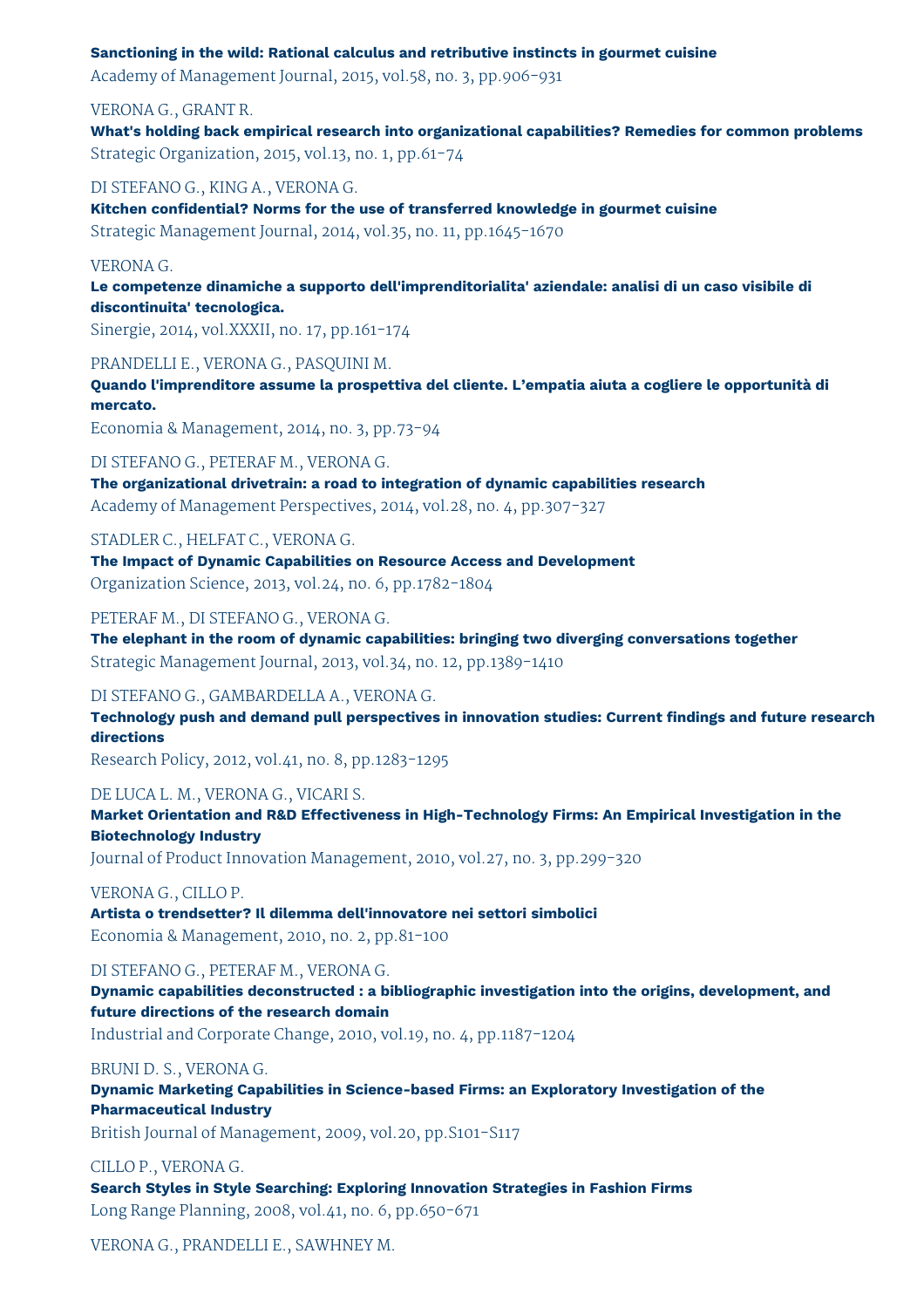**Sanctioning in the wild: Rational calculus and retributive instincts in gourmet cuisine**
Academy of Management Journal, 2015, vol.58, no. 3, pp.906-931

VERONA G., GRANT R.
**What's holding back empirical research into organizational capabilities? Remedies for common problems**
Strategic Organization, 2015, vol.13, no. 1, pp.61-74

DI STEFANO G., KING A., VERONA G.
**Kitchen confidential? Norms for the use of transferred knowledge in gourmet cuisine**
Strategic Management Journal, 2014, vol.35, no. 11, pp.1645-1670

VERONA G.
**Le competenze dinamiche a supporto dell'imprenditorialita' aziendale: analisi di un caso visibile di discontinuita' tecnologica.**
Sinergie, 2014, vol.XXXII, no. 17, pp.161-174

PRANDELLI E., VERONA G., PASQUINI M.
**Quando l'imprenditore assume la prospettiva del cliente. L'empatia aiuta a cogliere le opportunità di mercato.**
Economia & Management, 2014, no. 3, pp.73-94

DI STEFANO G., PETERAF M., VERONA G.
**The organizational drivetrain: a road to integration of dynamic capabilities research**
Academy of Management Perspectives, 2014, vol.28, no. 4, pp.307-327

STADLER C., HELFAT C., VERONA G.
**The Impact of Dynamic Capabilities on Resource Access and Development**
Organization Science, 2013, vol.24, no. 6, pp.1782-1804

PETERAF M., DI STEFANO G., VERONA G.
**The elephant in the room of dynamic capabilities: bringing two diverging conversations together**
Strategic Management Journal, 2013, vol.34, no. 12, pp.1389-1410

DI STEFANO G., GAMBARDELLA A., VERONA G.
**Technology push and demand pull perspectives in innovation studies: Current findings and future research directions**
Research Policy, 2012, vol.41, no. 8, pp.1283-1295

DE LUCA L. M., VERONA G., VICARI S.
**Market Orientation and R&D Effectiveness in High-Technology Firms: An Empirical Investigation in the Biotechnology Industry**
Journal of Product Innovation Management, 2010, vol.27, no. 3, pp.299-320

VERONA G., CILLO P.
**Artista o trendsetter? Il dilemma dell'innovatore nei settori simbolici**
Economia & Management, 2010, no. 2, pp.81-100

DI STEFANO G., PETERAF M., VERONA G.
**Dynamic capabilities deconstructed : a bibliographic investigation into the origins, development, and future directions of the research domain**
Industrial and Corporate Change, 2010, vol.19, no. 4, pp.1187-1204

BRUNI D. S., VERONA G.
**Dynamic Marketing Capabilities in Science-based Firms: an Exploratory Investigation of the Pharmaceutical Industry**
British Journal of Management, 2009, vol.20, pp.S101-S117

CILLO P., VERONA G.
**Search Styles in Style Searching: Exploring Innovation Strategies in Fashion Firms**
Long Range Planning, 2008, vol.41, no. 6, pp.650-671

VERONA G., PRANDELLI E., SAWHNEY M.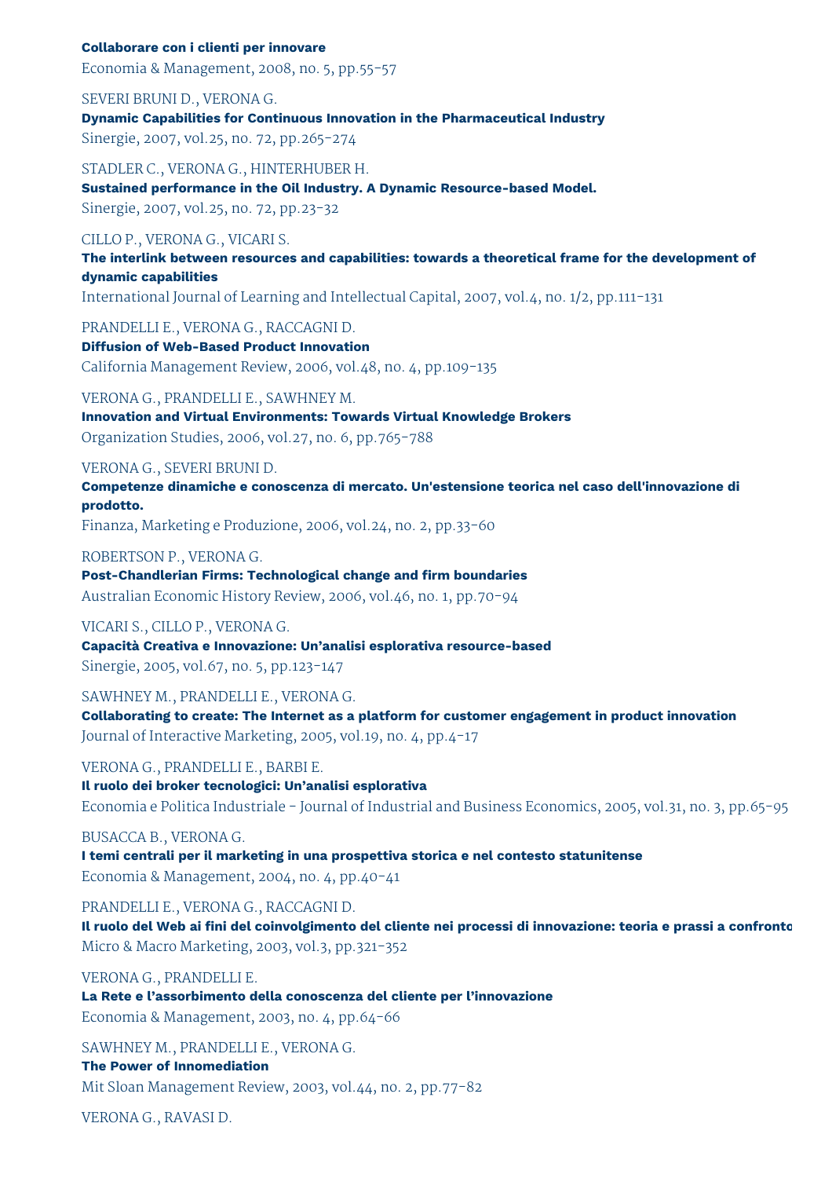**Collaborare con i clienti per innovare**
Economia & Management, 2008, no. 5, pp.55-57

SEVERI BRUNI D., VERONA G.
**Dynamic Capabilities for Continuous Innovation in the Pharmaceutical Industry**
Sinergie, 2007, vol.25, no. 72, pp.265-274

STADLER C., VERONA G., HINTERHUBER H.
**Sustained performance in the Oil Industry. A Dynamic Resource-based Model.**
Sinergie, 2007, vol.25, no. 72, pp.23-32

CILLO P., VERONA G., VICARI S.
**The interlink between resources and capabilities: towards a theoretical frame for the development of dynamic capabilities**
International Journal of Learning and Intellectual Capital, 2007, vol.4, no. 1/2, pp.111-131

PRANDELLI E., VERONA G., RACCAGNI D.
**Diffusion of Web-Based Product Innovation**
California Management Review, 2006, vol.48, no. 4, pp.109-135

VERONA G., PRANDELLI E., SAWHNEY M.
**Innovation and Virtual Environments: Towards Virtual Knowledge Brokers**
Organization Studies, 2006, vol.27, no. 6, pp.765-788

VERONA G., SEVERI BRUNI D.
**Competenze dinamiche e conoscenza di mercato. Un'estensione teorica nel caso dell'innovazione di prodotto.**
Finanza, Marketing e Produzione, 2006, vol.24, no. 2, pp.33-60

ROBERTSON P., VERONA G.
**Post-Chandlerian Firms: Technological change and firm boundaries**
Australian Economic History Review, 2006, vol.46, no. 1, pp.70-94

VICARI S., CILLO P., VERONA G.
**Capacità Creativa e Innovazione: Un'analisi esplorativa resource-based**
Sinergie, 2005, vol.67, no. 5, pp.123-147

SAWHNEY M., PRANDELLI E., VERONA G.
**Collaborating to create: The Internet as a platform for customer engagement in product innovation**
Journal of Interactive Marketing, 2005, vol.19, no. 4, pp.4-17

VERONA G., PRANDELLI E., BARBI E.
**Il ruolo dei broker tecnologici: Un'analisi esplorativa**
Economia e Politica Industriale - Journal of Industrial and Business Economics, 2005, vol.31, no. 3, pp.65-95

BUSACCA B., VERONA G.
**I temi centrali per il marketing in una prospettiva storica e nel contesto statunitense**
Economia & Management, 2004, no. 4, pp.40-41

PRANDELLI E., VERONA G., RACCAGNI D.
**Il ruolo del Web ai fini del coinvolgimento del cliente nei processi di innovazione: teoria e prassi a confronto**
Micro & Macro Marketing, 2003, vol.3, pp.321-352

VERONA G., PRANDELLI E.
**La Rete e l'assorbimento della conoscenza del cliente per l'innovazione**
Economia & Management, 2003, no. 4, pp.64-66

SAWHNEY M., PRANDELLI E., VERONA G.
**The Power of Innomediation**
Mit Sloan Management Review, 2003, vol.44, no. 2, pp.77-82

VERONA G., RAVASI D.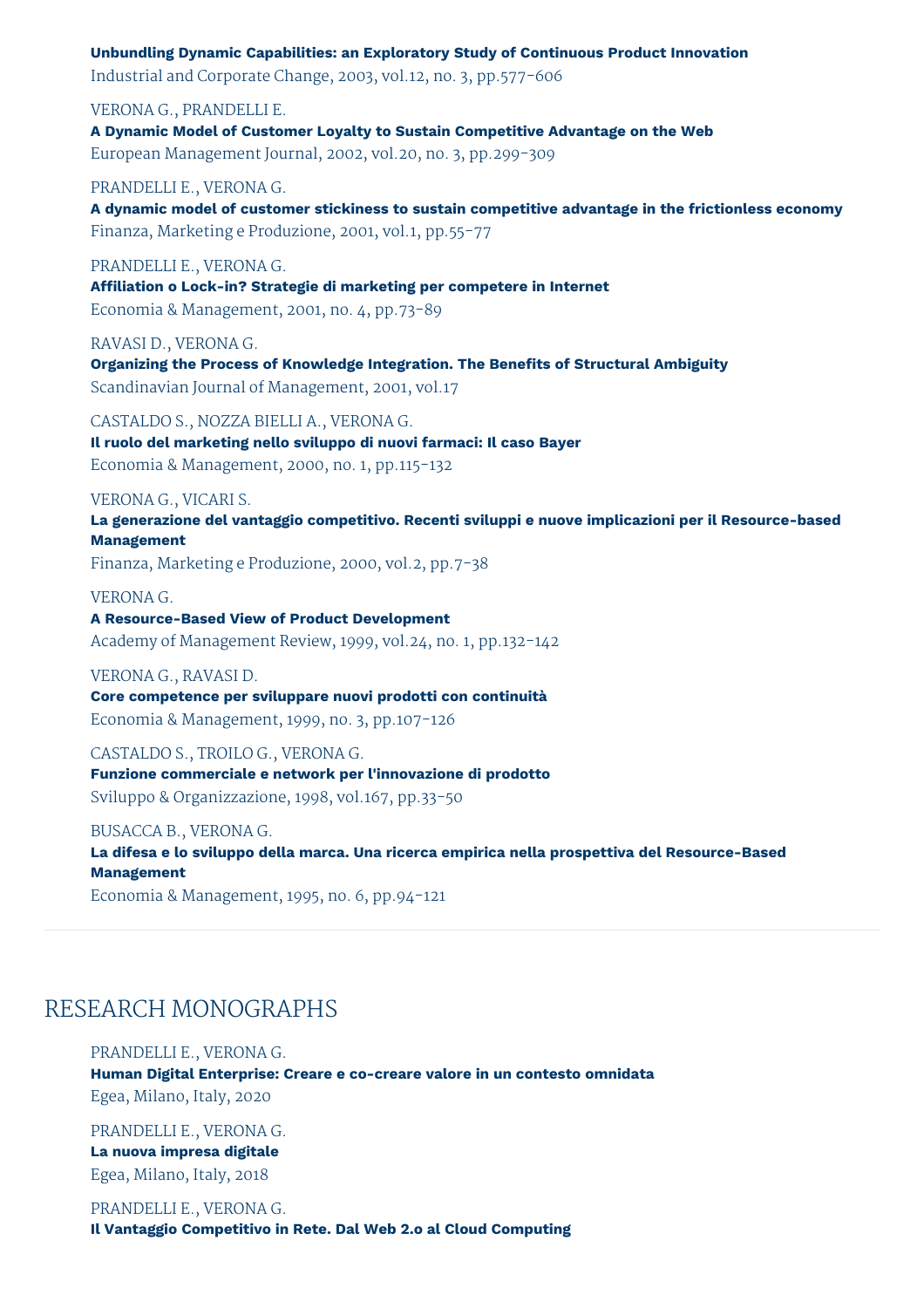**Unbundling Dynamic Capabilities: an Exploratory Study of Continuous Product Innovation**
Industrial and Corporate Change, 2003, vol.12, no. 3, pp.577-606

VERONA G., PRANDELLI E.
**A Dynamic Model of Customer Loyalty to Sustain Competitive Advantage on the Web**
European Management Journal, 2002, vol.20, no. 3, pp.299-309

PRANDELLI E., VERONA G.
**A dynamic model of customer stickiness to sustain competitive advantage in the frictionless economy**
Finanza, Marketing e Produzione, 2001, vol.1, pp.55-77

PRANDELLI E., VERONA G.
**Affiliation o Lock-in? Strategie di marketing per competere in Internet**
Economia & Management, 2001, no. 4, pp.73-89

RAVASI D., VERONA G.
**Organizing the Process of Knowledge Integration. The Benefits of Structural Ambiguity**
Scandinavian Journal of Management, 2001, vol.17

CASTALDO S., NOZZA BIELLI A., VERONA G.
**Il ruolo del marketing nello sviluppo di nuovi farmaci: Il caso Bayer**
Economia & Management, 2000, no. 1, pp.115-132

VERONA G., VICARI S.
**La generazione del vantaggio competitivo. Recenti sviluppi e nuove implicazioni per il Resource-based Management**
Finanza, Marketing e Produzione, 2000, vol.2, pp.7-38

VERONA G.
**A Resource-Based View of Product Development**
Academy of Management Review, 1999, vol.24, no. 1, pp.132-142

VERONA G., RAVASI D.
**Core competence per sviluppare nuovi prodotti con continuità**
Economia & Management, 1999, no. 3, pp.107-126

CASTALDO S., TROILO G., VERONA G.
**Funzione commerciale e network per l'innovazione di prodotto**
Sviluppo & Organizzazione, 1998, vol.167, pp.33-50

BUSACCA B., VERONA G.
**La difesa e lo sviluppo della marca. Una ricerca empirica nella prospettiva del Resource-Based Management**
Economia & Management, 1995, no. 6, pp.94-121

## RESEARCH MONOGRAPHS

PRANDELLI E., VERONA G.
**Human Digital Enterprise: Creare e co-creare valore in un contesto omnidata**
Egea, Milano, Italy, 2020

PRANDELLI E., VERONA G.
**La nuova impresa digitale**
Egea, Milano, Italy, 2018

PRANDELLI E., VERONA G.
**Il Vantaggio Competitivo in Rete. Dal Web 2.0 al Cloud Computing**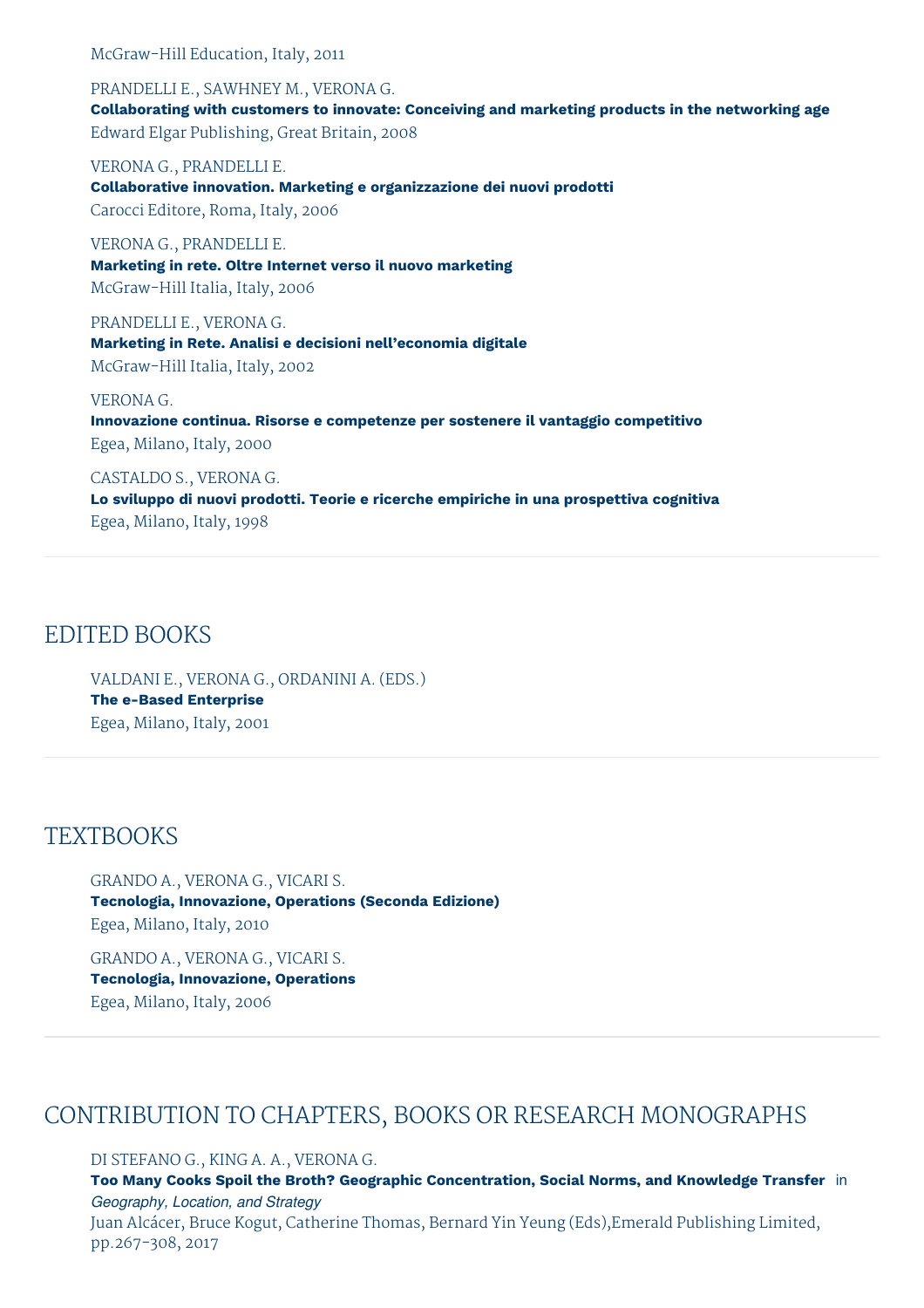McGraw-Hill Education, Italy, 2011

PRANDELLI E., SAWHNEY M., VERONA G.
**Collaborating with customers to innovate: Conceiving and marketing products in the networking age**
Edward Elgar Publishing, Great Britain, 2008

VERONA G., PRANDELLI E.
**Collaborative innovation. Marketing e organizzazione dei nuovi prodotti**
Carocci Editore, Roma, Italy, 2006

VERONA G., PRANDELLI E.
**Marketing in rete. Oltre Internet verso il nuovo marketing**
McGraw-Hill Italia, Italy, 2006

PRANDELLI E., VERONA G.
**Marketing in Rete. Analisi e decisioni nell'economia digitale**
McGraw-Hill Italia, Italy, 2002

VERONA G.
**Innovazione continua. Risorse e competenze per sostenere il vantaggio competitivo**
Egea, Milano, Italy, 2000

CASTALDO S., VERONA G.
**Lo sviluppo di nuovi prodotti. Teorie e ricerche empiriche in una prospettiva cognitiva**
Egea, Milano, Italy, 1998

## EDITED BOOKS

VALDANI E., VERONA G., ORDANINI A. (EDS.)
**The e-Based Enterprise**
Egea, Milano, Italy, 2001

## TEXTBOOKS

GRANDO A., VERONA G., VICARI S.
**Tecnologia, Innovazione, Operations (Seconda Edizione)**
Egea, Milano, Italy, 2010

GRANDO A., VERONA G., VICARI S.
**Tecnologia, Innovazione, Operations**
Egea, Milano, Italy, 2006

## CONTRIBUTION TO CHAPTERS, BOOKS OR RESEARCH MONOGRAPHS

DI STEFANO G., KING A. A., VERONA G.
**Too Many Cooks Spoil the Broth? Geographic Concentration, Social Norms, and Knowledge Transfer** in *Geography, Location, and Strategy*
Juan Alcácer, Bruce Kogut, Catherine Thomas, Bernard Yin Yeung (Eds),Emerald Publishing Limited, pp.267-308, 2017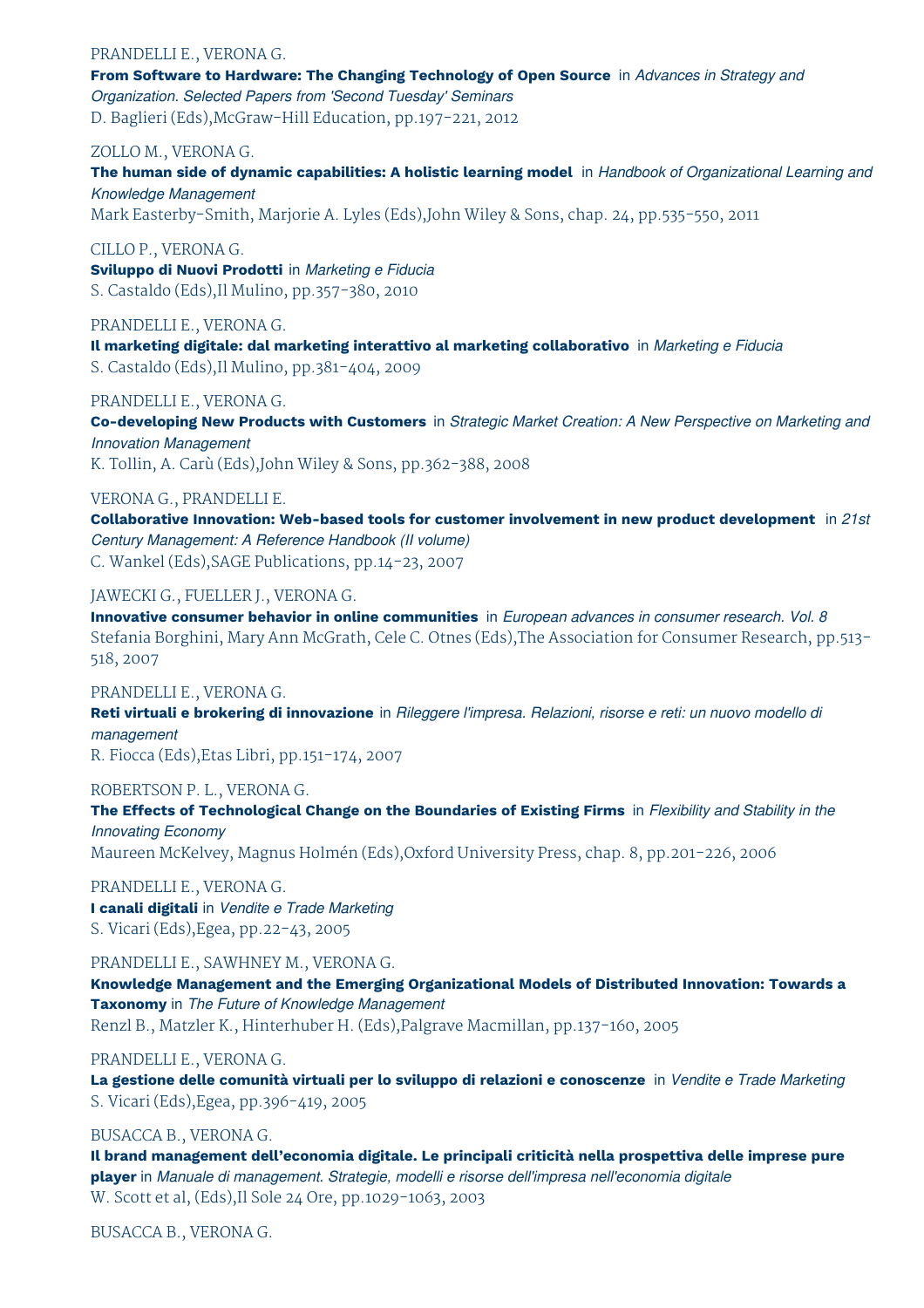PRANDELLI E., VERONA G.
**From Software to Hardware: The Changing Technology of Open Source** in *Advances in Strategy and Organization. Selected Papers from 'Second Tuesday' Seminars*
D. Baglieri (Eds),McGraw-Hill Education, pp.197-221, 2012

ZOLLO M., VERONA G.
**The human side of dynamic capabilities: A holistic learning model** in *Handbook of Organizational Learning and Knowledge Management*
Mark Easterby-Smith, Marjorie A. Lyles (Eds),John Wiley & Sons, chap. 24, pp.535-550, 2011

CILLO P., VERONA G.
**Sviluppo di Nuovi Prodotti** in *Marketing e Fiducia*
S. Castaldo (Eds),Il Mulino, pp.357-380, 2010

PRANDELLI E., VERONA G.
**Il marketing digitale: dal marketing interattivo al marketing collaborativo** in *Marketing e Fiducia*
S. Castaldo (Eds),Il Mulino, pp.381-404, 2009

PRANDELLI E., VERONA G.
**Co-developing New Products with Customers** in *Strategic Market Creation: A New Perspective on Marketing and Innovation Management*
K. Tollin, A. Carù (Eds),John Wiley & Sons, pp.362-388, 2008

VERONA G., PRANDELLI E.
**Collaborative Innovation: Web-based tools for customer involvement in new product development** in *21st Century Management: A Reference Handbook (II volume)*
C. Wankel (Eds),SAGE Publications, pp.14-23, 2007

JAWECKI G., FUELLER J., VERONA G.
**Innovative consumer behavior in online communities** in *European advances in consumer research. Vol. 8*
Stefania Borghini, Mary Ann McGrath, Cele C. Otnes (Eds),The Association for Consumer Research, pp.513-518, 2007

PRANDELLI E., VERONA G.
**Reti virtuali e brokering di innovazione** in *Rileggere l'impresa. Relazioni, risorse e reti: un nuovo modello di management*
R. Fiocca (Eds),Etas Libri, pp.151-174, 2007

ROBERTSON P. L., VERONA G.
**The Effects of Technological Change on the Boundaries of Existing Firms** in *Flexibility and Stability in the Innovating Economy*
Maureen McKelvey, Magnus Holmén (Eds),Oxford University Press, chap. 8, pp.201-226, 2006

PRANDELLI E., VERONA G.
**I canali digitali** in *Vendite e Trade Marketing*
S. Vicari (Eds),Egea, pp.22-43, 2005

PRANDELLI E., SAWHNEY M., VERONA G.
**Knowledge Management and the Emerging Organizational Models of Distributed Innovation: Towards a Taxonomy** in *The Future of Knowledge Management*
Renzl B., Matzler K., Hinterhuber H. (Eds),Palgrave Macmillan, pp.137-160, 2005

PRANDELLI E., VERONA G.
**La gestione delle comunità virtuali per lo sviluppo di relazioni e conoscenze** in *Vendite e Trade Marketing*
S. Vicari (Eds),Egea, pp.396-419, 2005

BUSACCA B., VERONA G.
**Il brand management dell'economia digitale. Le principali criticità nella prospettiva delle imprese pure player** in *Manuale di management. Strategie, modelli e risorse dell'impresa nell'economia digitale*
W. Scott et al, (Eds),Il Sole 24 Ore, pp.1029-1063, 2003

BUSACCA B., VERONA G.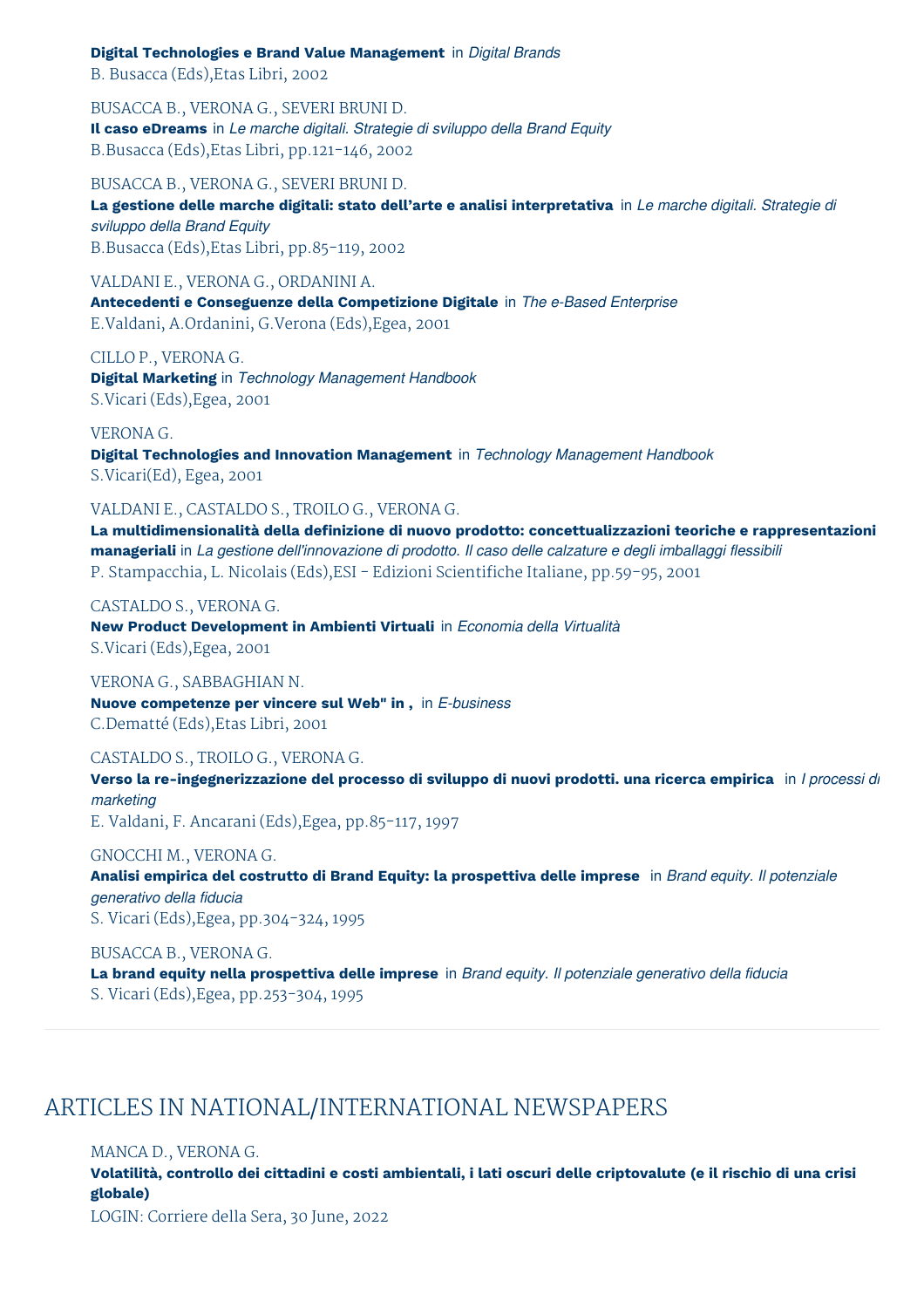**Digital Technologies e Brand Value Management** in *Digital Brands*
B. Busacca (Eds),Etas Libri, 2002

BUSACCA B., VERONA G., SEVERI BRUNI D.
**Il caso eDreams** in *Le marche digitali. Strategie di sviluppo della Brand Equity*
B.Busacca (Eds),Etas Libri, pp.121-146, 2002

BUSACCA B., VERONA G., SEVERI BRUNI D.
**La gestione delle marche digitali: stato dell'arte e analisi interpretativa** in *Le marche digitali. Strategie di sviluppo della Brand Equity*
B.Busacca (Eds),Etas Libri, pp.85-119, 2002

VALDANI E., VERONA G., ORDANINI A.
**Antecedenti e Conseguenze della Competizione Digitale** in *The e-Based Enterprise*
E.Valdani, A.Ordanini, G.Verona (Eds),Egea, 2001

CILLO P., VERONA G.
**Digital Marketing** in *Technology Management Handbook*
S.Vicari (Eds),Egea, 2001

VERONA G.
**Digital Technologies and Innovation Management** in *Technology Management Handbook*
S.Vicari(Ed), Egea, 2001

VALDANI E., CASTALDO S., TROILO G., VERONA G.
**La multidimensionalità della definizione di nuovo prodotto: concettualizzazioni teoriche e rappresentazioni manageriali** in *La gestione dell'innovazione di prodotto. Il caso delle calzature e degli imballaggi flessibili*
P. Stampacchia, L. Nicolais (Eds),ESI - Edizioni Scientifiche Italiane, pp.59-95, 2001

CASTALDO S., VERONA G.
**New Product Development in Ambienti Virtuali** in *Economia della Virtualità*
S.Vicari (Eds),Egea, 2001

VERONA G., SABBAGHIAN N.
**Nuove competenze per vincere sul Web" in ,** in *E-business*
C.Dematté (Eds),Etas Libri, 2001

CASTALDO S., TROILO G., VERONA G.
**Verso la re-ingegnerizzazione del processo di sviluppo di nuovi prodotti. una ricerca empirica** in *I processi di marketing*
E. Valdani, F. Ancarani (Eds),Egea, pp.85-117, 1997

GNOCCHI M., VERONA G.
**Analisi empirica del costrutto di Brand Equity: la prospettiva delle imprese** in *Brand equity. Il potenziale generativo della fiducia*
S. Vicari (Eds),Egea, pp.304-324, 1995

BUSACCA B., VERONA G.
**La brand equity nella prospettiva delle imprese** in *Brand equity. Il potenziale generativo della fiducia*
S. Vicari (Eds),Egea, pp.253-304, 1995

## ARTICLES IN NATIONAL/INTERNATIONAL NEWSPAPERS

MANCA D., VERONA G.
**Volatilità, controllo dei cittadini e costi ambientali, i lati oscuri delle criptovalute (e il rischio di una crisi globale)**
LOGIN: Corriere della Sera, 30 June, 2022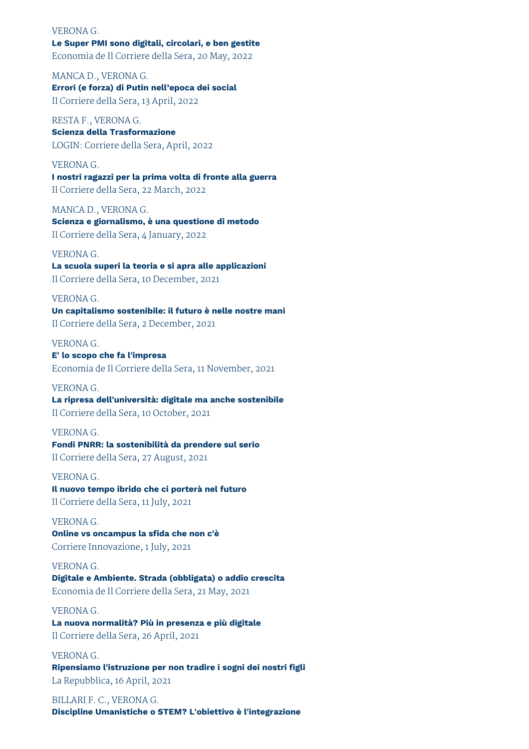VERONA G.
**Le Super PMI sono digitali, circolari, e ben gestite**
Economia de Il Corriere della Sera, 20 May, 2022

MANCA D., VERONA G.
**Errori (e forza) di Putin nell'epoca dei social**
Il Corriere della Sera, 13 April, 2022

RESTA F., VERONA G.
**Scienza della Trasformazione**
LOGIN: Corriere della Sera, April, 2022

VERONA G.
**I nostri ragazzi per la prima volta di fronte alla guerra**
Il Corriere della Sera, 22 March, 2022

MANCA D., VERONA G.
**Scienza e giornalismo, è una questione di metodo**
Il Corriere della Sera, 4 January, 2022

VERONA G.
**La scuola superi la teoria e si apra alle applicazioni**
Il Corriere della Sera, 10 December, 2021

VERONA G.
**Un capitalismo sostenibile: il futuro è nelle nostre mani**
Il Corriere della Sera, 2 December, 2021

VERONA G.
**E' lo scopo che fa l'impresa**
Economia de Il Corriere della Sera, 11 November, 2021

VERONA G.
**La ripresa dell'università: digitale ma anche sostenibile**
Il Corriere della Sera, 10 October, 2021

VERONA G.
**Fondi PNRR: la sostenibilità da prendere sul serio**
Il Corriere della Sera, 27 August, 2021

VERONA G.
**Il nuovo tempo ibrido che ci porterà nel futuro**
Il Corriere della Sera, 11 July, 2021

VERONA G.
**Online vs oncampus la sfida che non c'è**
Corriere Innovazione, 1 July, 2021

VERONA G.
**Digitale e Ambiente. Strada (obbligata) o addio crescita**
Economia de Il Corriere della Sera, 21 May, 2021

VERONA G.
**La nuova normalità? Più in presenza e più digitale**
Il Corriere della Sera, 26 April, 2021

VERONA G.
**Ripensiamo l'istruzione per non tradire i sogni dei nostri figli**
La Repubblica, 16 April, 2021

BILLARI F. C., VERONA G.
**Discipline Umanistiche o STEM? L'obiettivo è l'integrazione**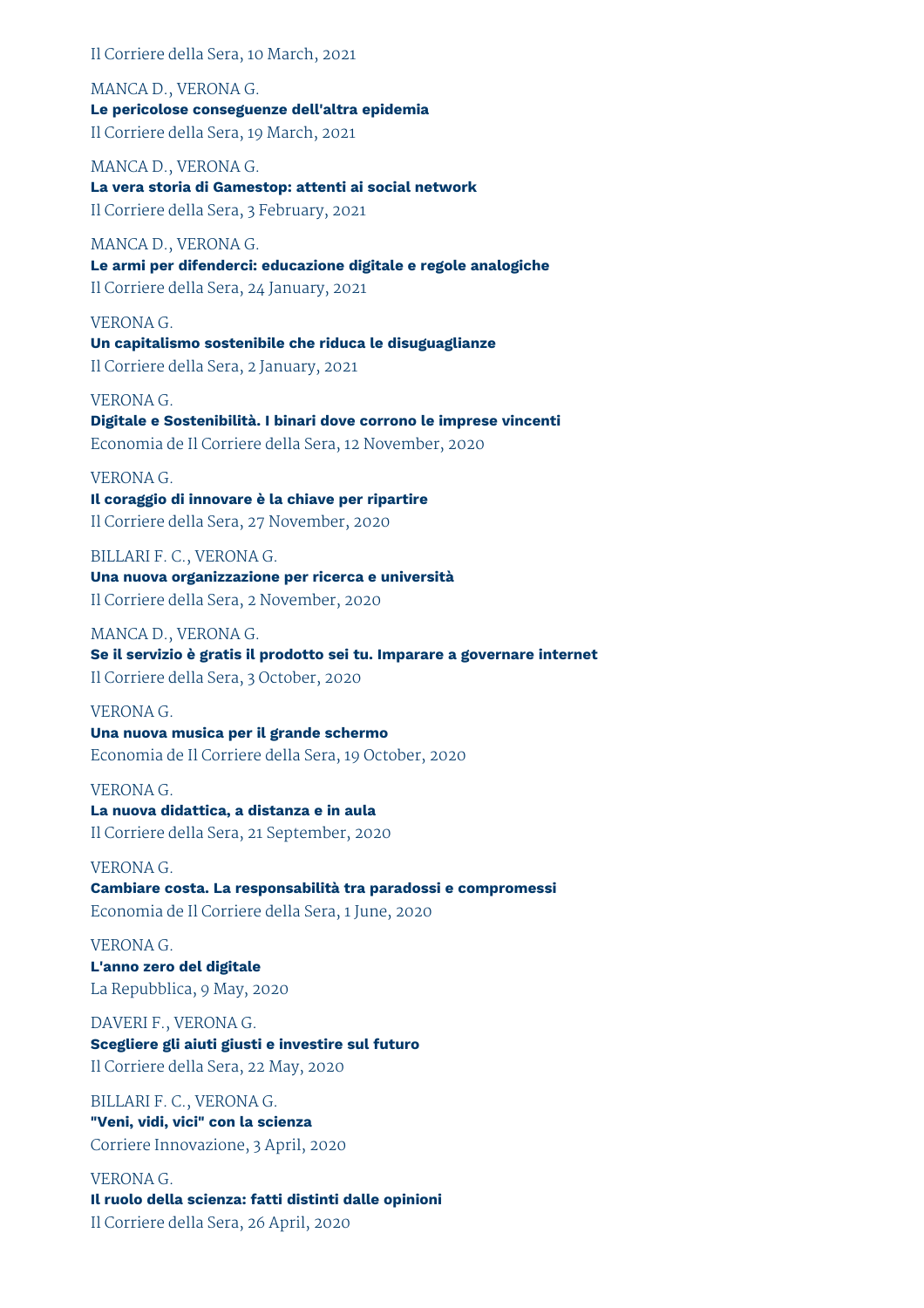Il Corriere della Sera, 10 March, 2021

MANCA D., VERONA G.
**Le pericolose conseguenze dell'altra epidemia**
Il Corriere della Sera, 19 March, 2021

MANCA D., VERONA G.
**La vera storia di Gamestop: attenti ai social network**
Il Corriere della Sera, 3 February, 2021

MANCA D., VERONA G.
**Le armi per difenderci: educazione digitale e regole analogiche**
Il Corriere della Sera, 24 January, 2021

VERONA G.
**Un capitalismo sostenibile che riduca le disuguaglianze**
Il Corriere della Sera, 2 January, 2021

VERONA G.
**Digitale e Sostenibilità. I binari dove corrono le imprese vincenti**
Economia de Il Corriere della Sera, 12 November, 2020

VERONA G.
**Il coraggio di innovare è la chiave per ripartire**
Il Corriere della Sera, 27 November, 2020

BILLARI F. C., VERONA G.
**Una nuova organizzazione per ricerca e università**
Il Corriere della Sera, 2 November, 2020

MANCA D., VERONA G.
**Se il servizio è gratis il prodotto sei tu. Imparare a governare internet**
Il Corriere della Sera, 3 October, 2020

VERONA G.
**Una nuova musica per il grande schermo**
Economia de Il Corriere della Sera, 19 October, 2020

VERONA G.
**La nuova didattica, a distanza e in aula**
Il Corriere della Sera, 21 September, 2020

VERONA G.
**Cambiare costa. La responsabilità tra paradossi e compromessi**
Economia de Il Corriere della Sera, 1 June, 2020

VERONA G.
**L'anno zero del digitale**
La Repubblica, 9 May, 2020

DAVERI F., VERONA G.
**Scegliere gli aiuti giusti e investire sul futuro**
Il Corriere della Sera, 22 May, 2020

BILLARI F. C., VERONA G.
**"Veni, vidi, vici" con la scienza**
Corriere Innovazione, 3 April, 2020

VERONA G.
**Il ruolo della scienza: fatti distinti dalle opinioni**
Il Corriere della Sera, 26 April, 2020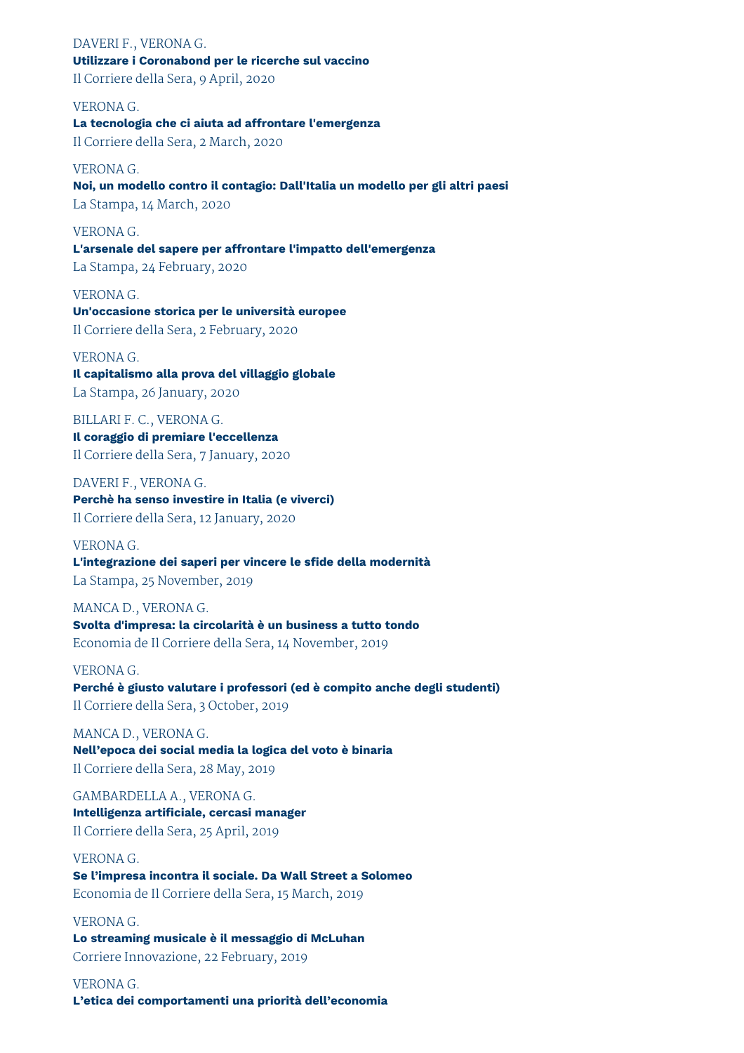DAVERI F., VERONA G.
**Utilizzare i Coronabond per le ricerche sul vaccino**
Il Corriere della Sera, 9 April, 2020

VERONA G.
**La tecnologia che ci aiuta ad affrontare l'emergenza**
Il Corriere della Sera, 2 March, 2020

VERONA G.
**Noi, un modello contro il contagio: Dall'Italia un modello per gli altri paesi**
La Stampa, 14 March, 2020

VERONA G.
**L'arsenale del sapere per affrontare l'impatto dell'emergenza**
La Stampa, 24 February, 2020

VERONA G.
**Un'occasione storica per le università europee**
Il Corriere della Sera, 2 February, 2020

VERONA G.
**Il capitalismo alla prova del villaggio globale**
La Stampa, 26 January, 2020

BILLARI F. C., VERONA G.
**Il coraggio di premiare l'eccellenza**
Il Corriere della Sera, 7 January, 2020

DAVERI F., VERONA G.
**Perchè ha senso investire in Italia (e viverci)**
Il Corriere della Sera, 12 January, 2020

VERONA G.
**L'integrazione dei saperi per vincere le sfide della modernità**
La Stampa, 25 November, 2019

MANCA D., VERONA G.
**Svolta d'impresa: la circolarità è un business a tutto tondo**
Economia de Il Corriere della Sera, 14 November, 2019

VERONA G.
**Perché è giusto valutare i professori (ed è compito anche degli studenti)**
Il Corriere della Sera, 3 October, 2019

MANCA D., VERONA G.
**Nell'epoca dei social media la logica del voto è binaria**
Il Corriere della Sera, 28 May, 2019

GAMBARDELLA A., VERONA G.
**Intelligenza artificiale, cercasi manager**
Il Corriere della Sera, 25 April, 2019

VERONA G.
**Se l'impresa incontra il sociale. Da Wall Street a Solomeo**
Economia de Il Corriere della Sera, 15 March, 2019

VERONA G.
**Lo streaming musicale è il messaggio di McLuhan**
Corriere Innovazione, 22 February, 2019

VERONA G.
**L'etica dei comportamenti una priorità dell'economia**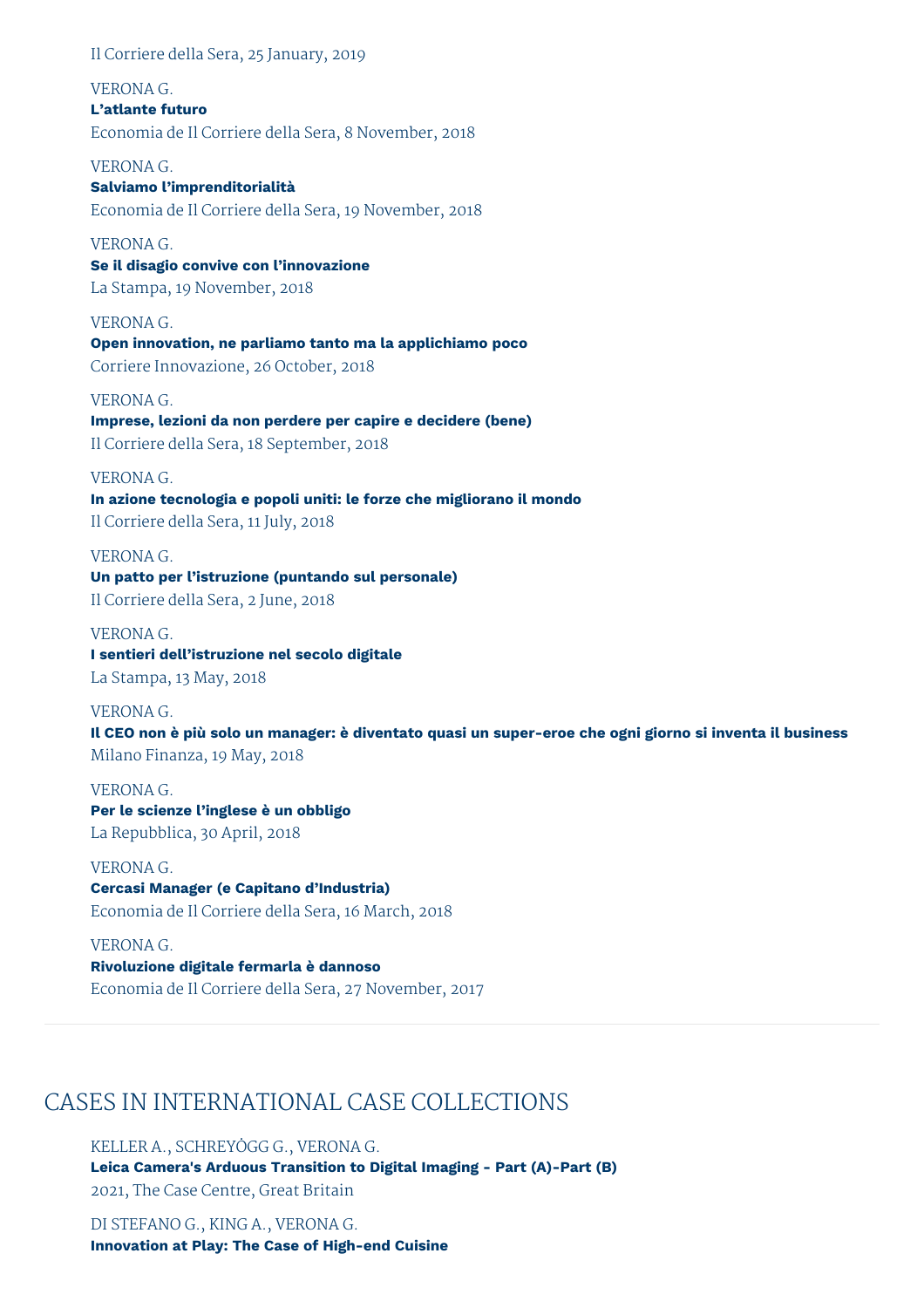Il Corriere della Sera, 25 January, 2019

VERONA G.
**L'atlante futuro**
Economia de Il Corriere della Sera, 8 November, 2018

VERONA G.
**Salviamo l'imprenditorialità**
Economia de Il Corriere della Sera, 19 November, 2018

VERONA G.
**Se il disagio convive con l'innovazione**
La Stampa, 19 November, 2018

VERONA G.
**Open innovation, ne parliamo tanto ma la applichiamo poco**
Corriere Innovazione, 26 October, 2018

VERONA G.
**Imprese, lezioni da non perdere per capire e decidere (bene)**
Il Corriere della Sera, 18 September, 2018

VERONA G.
**In azione tecnologia e popoli uniti: le forze che migliorano il mondo**
Il Corriere della Sera, 11 July, 2018

VERONA G.
**Un patto per l'istruzione (puntando sul personale)**
Il Corriere della Sera, 2 June, 2018

VERONA G.
**I sentieri dell'istruzione nel secolo digitale**
La Stampa, 13 May, 2018

VERONA G.
**Il CEO non è più solo un manager: è diventato quasi un super-eroe che ogni giorno si inventa il business**
Milano Finanza, 19 May, 2018

VERONA G.
**Per le scienze l'inglese è un obbligo**
La Repubblica, 30 April, 2018

VERONA G.
**Cercasi Manager (e Capitano d'Industria)**
Economia de Il Corriere della Sera, 16 March, 2018

VERONA G.
**Rivoluzione digitale fermarla è dannoso**
Economia de Il Corriere della Sera, 27 November, 2017

## CASES IN INTERNATIONAL CASE COLLECTIONS

KELLER A., SCHREYÖGG G., VERONA G.
**Leica Camera's Arduous Transition to Digital Imaging - Part (A)-Part (B)**
2021, The Case Centre, Great Britain

DI STEFANO G., KING A., VERONA G.
**Innovation at Play: The Case of High-end Cuisine**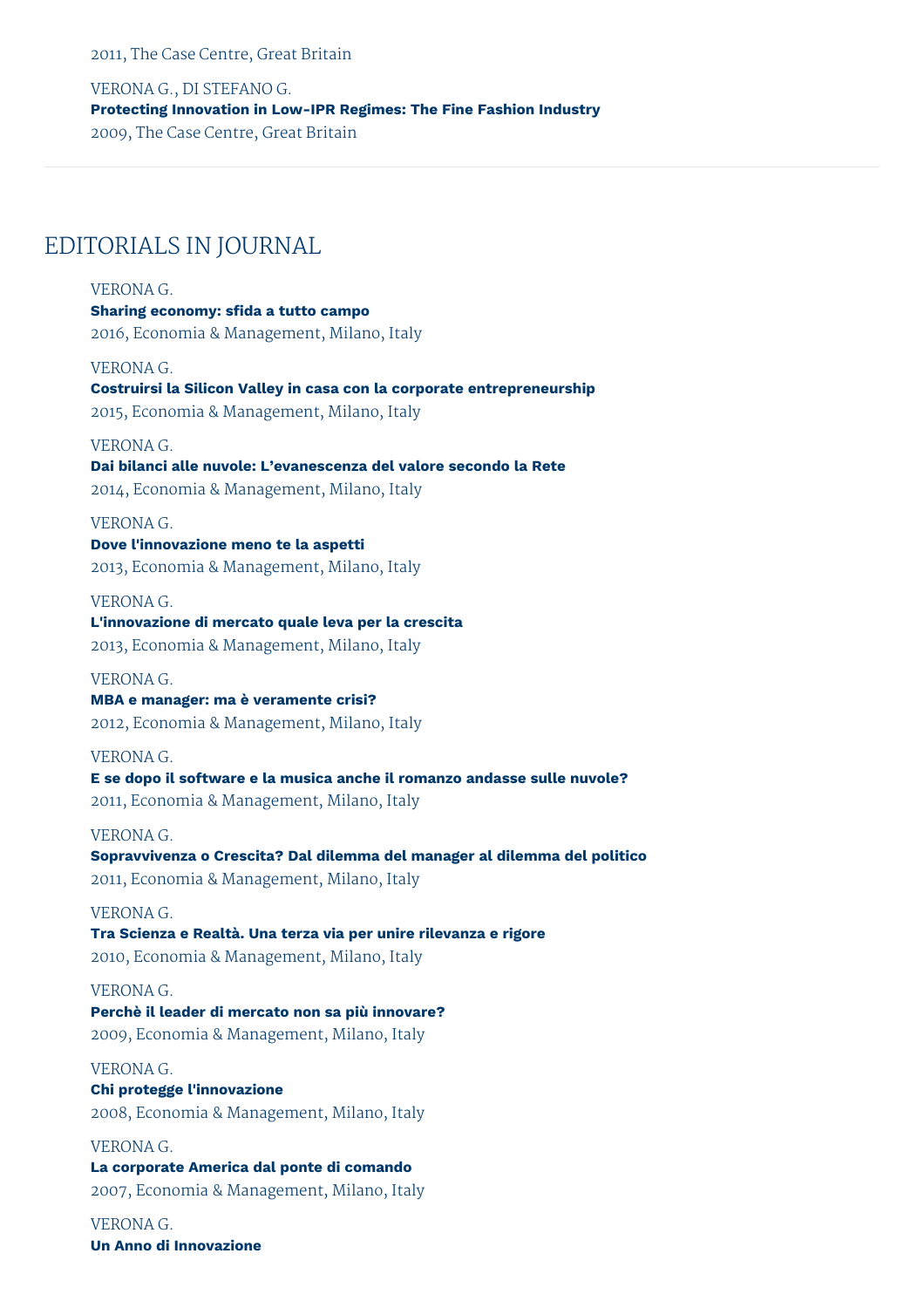2011, The Case Centre, Great Britain

VERONA G., DI STEFANO G.
**Protecting Innovation in Low-IPR Regimes: The Fine Fashion Industry**
2009, The Case Centre, Great Britain

---

## EDITORIALS IN JOURNAL

VERONA G.
**Sharing economy: sfida a tutto campo**
2016, Economia & Management, Milano, Italy

VERONA G.
**Costruirsi la Silicon Valley in casa con la corporate entrepreneurship**
2015, Economia & Management, Milano, Italy

VERONA G.
**Dai bilanci alle nuvole: L'evanescenza del valore secondo la Rete**
2014, Economia & Management, Milano, Italy

VERONA G.
**Dove l'innovazione meno te la aspetti**
2013, Economia & Management, Milano, Italy

VERONA G.
**L'innovazione di mercato quale leva per la crescita**
2013, Economia & Management, Milano, Italy

VERONA G.
**MBA e manager: ma è veramente crisi?**
2012, Economia & Management, Milano, Italy

VERONA G.
**E se dopo il software e la musica anche il romanzo andasse sulle nuvole?**
2011, Economia & Management, Milano, Italy

VERONA G.
**Sopravvivenza o Crescita? Dal dilemma del manager al dilemma del politico**
2011, Economia & Management, Milano, Italy

VERONA G.
**Tra Scienza e Realtà. Una terza via per unire rilevanza e rigore**
2010, Economia & Management, Milano, Italy

VERONA G.
**Perchè il leader di mercato non sa più innovare?**
2009, Economia & Management, Milano, Italy

VERONA G.
**Chi protegge l'innovazione**
2008, Economia & Management, Milano, Italy

VERONA G.
**La corporate America dal ponte di comando**
2007, Economia & Management, Milano, Italy

VERONA G.
**Un Anno di Innovazione**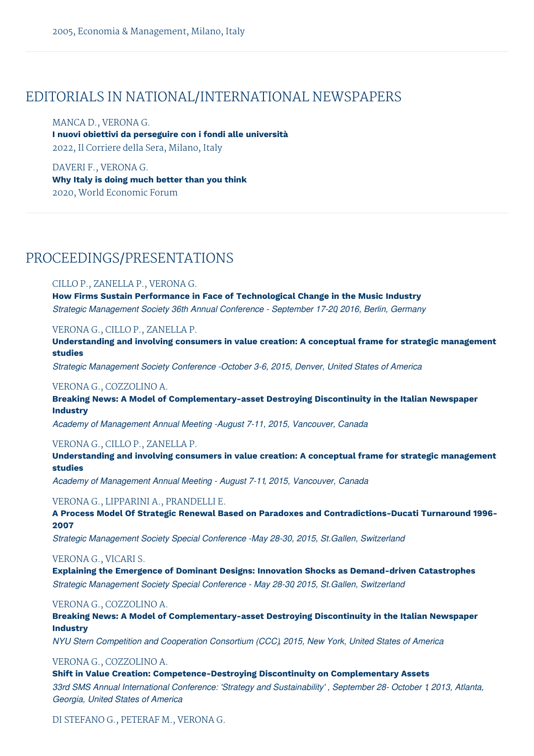2005, Economia & Management, Milano, Italy

## EDITORIALS IN NATIONAL/INTERNATIONAL NEWSPAPERS

MANCA D., VERONA G.
**I nuovi obiettivi da perseguire con i fondi alle università**
2022, Il Corriere della Sera, Milano, Italy

DAVERI F., VERONA G.
**Why Italy is doing much better than you think**
2020, World Economic Forum

## PROCEEDINGS/PRESENTATIONS

CILLO P., ZANELLA P., VERONA G.
**How Firms Sustain Performance in Face of Technological Change in the Music Industry**
*Strategic Management Society 36th Annual Conference - September 17-20, 2016, Berlin, Germany*

VERONA G., CILLO P., ZANELLA P.
**Understanding and involving consumers in value creation: A conceptual frame for strategic management studies**
*Strategic Management Society Conference -October 3-6, 2015, Denver, United States of America*

VERONA G., COZZOLINO A.
**Breaking News: A Model of Complementary-asset Destroying Discontinuity in the Italian Newspaper Industry**
*Academy of Management Annual Meeting -August 7-11, 2015, Vancouver, Canada*

VERONA G., CILLO P., ZANELLA P.
**Understanding and involving consumers in value creation: A conceptual frame for strategic management studies**
*Academy of Management Annual Meeting - August 7-11, 2015, Vancouver, Canada*

VERONA G., LIPPARINI A., PRANDELLI E.
**A Process Model Of Strategic Renewal Based on Paradoxes and Contradictions-Ducati Turnaround 1996-2007**
*Strategic Management Society Special Conference -May 28-30, 2015, St.Gallen, Switzerland*

VERONA G., VICARI S.
**Explaining the Emergence of Dominant Designs: Innovation Shocks as Demand-driven Catastrophes**
*Strategic Management Society Special Conference - May 28-30, 2015, St.Gallen, Switzerland*

VERONA G., COZZOLINO A.
**Breaking News: A Model of Complementary-asset Destroying Discontinuity in the Italian Newspaper Industry**
*NYU Stern Competition and Cooperation Consortium (CCC), 2015, New York, United States of America*

VERONA G., COZZOLINO A.
**Shift in Value Creation: Competence-Destroying Discontinuity on Complementary Assets**
*33rd SMS Annual International Conference: 'Strategy and Sustainability' , September 28- October 1, 2013, Atlanta, Georgia, United States of America*

DI STEFANO G., PETERAF M., VERONA G.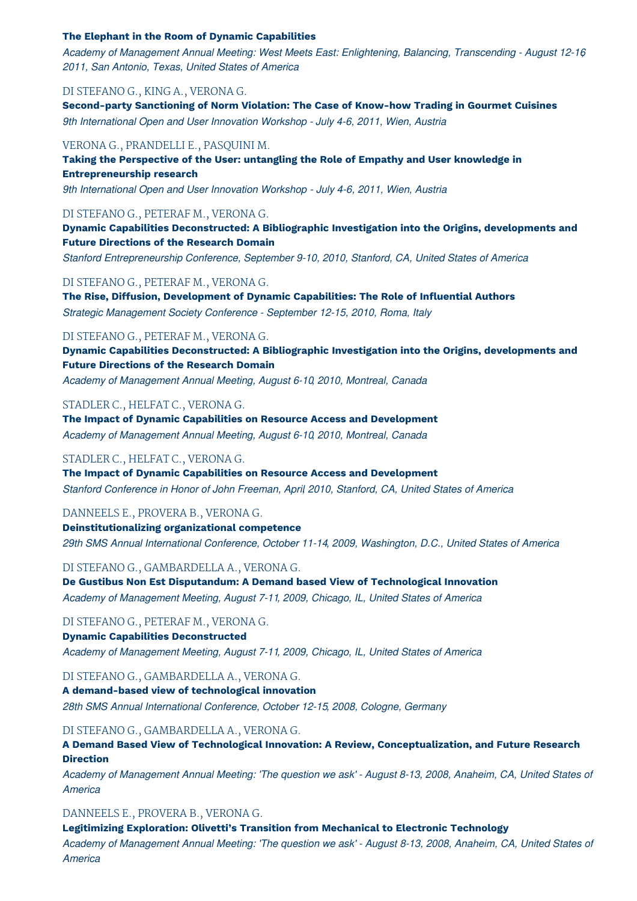**The Elephant in the Room of Dynamic Capabilities**

*Academy of Management Annual Meeting: West Meets East: Enlightening, Balancing, Transcending - August 12-16, 2011, San Antonio, Texas, United States of America*

DI STEFANO G., KING A., VERONA G.

**Second-party Sanctioning of Norm Violation: The Case of Know-how Trading in Gourmet Cuisines**

*9th International Open and User Innovation Workshop - July 4-6, 2011, Wien, Austria*

VERONA G., PRANDELLI E., PASQUINI M.

**Taking the Perspective of the User: untangling the Role of Empathy and User knowledge in Entrepreneurship research**

*9th International Open and User Innovation Workshop - July 4-6, 2011, Wien, Austria*

DI STEFANO G., PETERAF M., VERONA G.

**Dynamic Capabilities Deconstructed: A Bibliographic Investigation into the Origins, developments and Future Directions of the Research Domain**

*Stanford Entrepreneurship Conference, September 9-10, 2010, Stanford, CA, United States of America*

DI STEFANO G., PETERAF M., VERONA G.

**The Rise, Diffusion, Development of Dynamic Capabilities: The Role of Influential Authors**

*Strategic Management Society Conference - September 12-15, 2010, Roma, Italy*

DI STEFANO G., PETERAF M., VERONA G.

**Dynamic Capabilities Deconstructed: A Bibliographic Investigation into the Origins, developments and Future Directions of the Research Domain**

*Academy of Management Annual Meeting, August 6-10, 2010, Montreal, Canada*

STADLER C., HELFAT C., VERONA G.

**The Impact of Dynamic Capabilities on Resource Access and Development**

*Academy of Management Annual Meeting, August 6-10, 2010, Montreal, Canada*

STADLER C., HELFAT C., VERONA G.

**The Impact of Dynamic Capabilities on Resource Access and Development**

*Stanford Conference in Honor of John Freeman, April, 2010, Stanford, CA, United States of America*

DANNEELS E., PROVERA B., VERONA G.

**Deinstitutionalizing organizational competence**

*29th SMS Annual International Conference, October 11-14, 2009, Washington, D.C., United States of America*

DI STEFANO G., GAMBARDELLA A., VERONA G.

**De Gustibus Non Est Disputandum: A Demand based View of Technological Innovation**

*Academy of Management Meeting, August 7-11, 2009, Chicago, IL, United States of America*

DI STEFANO G., PETERAF M., VERONA G.

**Dynamic Capabilities Deconstructed**

*Academy of Management Meeting, August 7-11, 2009, Chicago, IL, United States of America*

DI STEFANO G., GAMBARDELLA A., VERONA G.

**A demand-based view of technological innovation**

*28th SMS Annual International Conference, October 12-15, 2008, Cologne, Germany*

DI STEFANO G., GAMBARDELLA A., VERONA G.

**A Demand Based View of Technological Innovation: A Review, Conceptualization, and Future Research Direction**

*Academy of Management Annual Meeting: 'The question we ask' - August 8-13, 2008, Anaheim, CA, United States of America*

DANNEELS E., PROVERA B., VERONA G.

**Legitimizing Exploration: Olivetti's Transition from Mechanical to Electronic Technology**

*Academy of Management Annual Meeting: 'The question we ask' - August 8-13, 2008, Anaheim, CA, United States of America*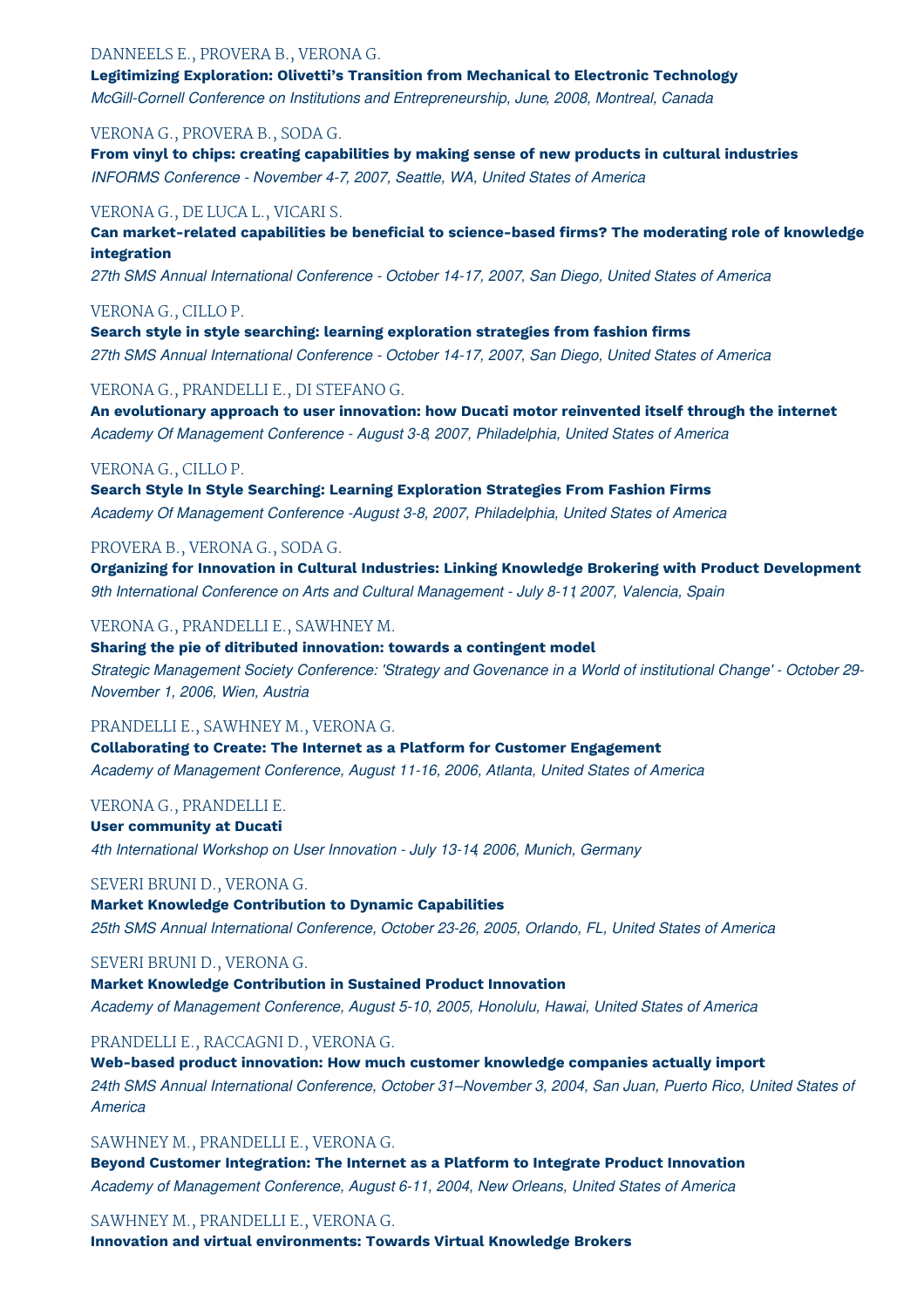DANNEELS E., PROVERA B., VERONA G.

**Legitimizing Exploration: Olivetti's Transition from Mechanical to Electronic Technology**

*McGill-Cornell Conference on Institutions and Entrepreneurship, June, 2008, Montreal, Canada*

VERONA G., PROVERA B., SODA G.

**From vinyl to chips: creating capabilities by making sense of new products in cultural industries**

*INFORMS Conference - November 4-7, 2007, Seattle, WA, United States of America*

VERONA G., DE LUCA L., VICARI S.

**Can market-related capabilities be beneficial to science-based firms? The moderating role of knowledge integration**

*27th SMS Annual International Conference - October 14-17, 2007, San Diego, United States of America*

VERONA G., CILLO P.

**Search style in style searching: learning exploration strategies from fashion firms**

*27th SMS Annual International Conference - October 14-17, 2007, San Diego, United States of America*

VERONA G., PRANDELLI E., DI STEFANO G.

**An evolutionary approach to user innovation: how Ducati motor reinvented itself through the internet**

*Academy Of Management Conference - August 3-8, 2007, Philadelphia, United States of America*

VERONA G., CILLO P.

**Search Style In Style Searching: Learning Exploration Strategies From Fashion Firms**

*Academy Of Management Conference -August 3-8, 2007, Philadelphia, United States of America*

PROVERA B., VERONA G., SODA G.

**Organizing for Innovation in Cultural Industries: Linking Knowledge Brokering with Product Development**

*9th International Conference on Arts and Cultural Management - July 8-11, 2007, Valencia, Spain*

VERONA G., PRANDELLI E., SAWHNEY M.

**Sharing the pie of ditributed innovation: towards a contingent model**

*Strategic Management Society Conference: 'Strategy and Govenance in a World of institutional Change' - October 29-November 1, 2006, Wien, Austria*

PRANDELLI E., SAWHNEY M., VERONA G.

**Collaborating to Create: The Internet as a Platform for Customer Engagement**

*Academy of Management Conference, August 11-16, 2006, Atlanta, United States of America*

VERONA G., PRANDELLI E.

**User community at Ducati**

*4th International Workshop on User Innovation - July 13-14, 2006, Munich, Germany*

SEVERI BRUNI D., VERONA G.

**Market Knowledge Contribution to Dynamic Capabilities**

*25th SMS Annual International Conference, October 23-26, 2005, Orlando, FL, United States of America*

SEVERI BRUNI D., VERONA G.

**Market Knowledge Contribution in Sustained Product Innovation**

*Academy of Management Conference, August 5-10, 2005, Honolulu, Hawai, United States of America*

PRANDELLI E., RACCAGNI D., VERONA G.

**Web-based product innovation: How much customer knowledge companies actually import**

*24th SMS Annual International Conference, October 31–November 3, 2004, San Juan, Puerto Rico, United States of America*

SAWHNEY M., PRANDELLI E., VERONA G.

**Beyond Customer Integration: The Internet as a Platform to Integrate Product Innovation**

*Academy of Management Conference, August 6-11, 2004, New Orleans, United States of America*

SAWHNEY M., PRANDELLI E., VERONA G.

**Innovation and virtual environments: Towards Virtual Knowledge Brokers**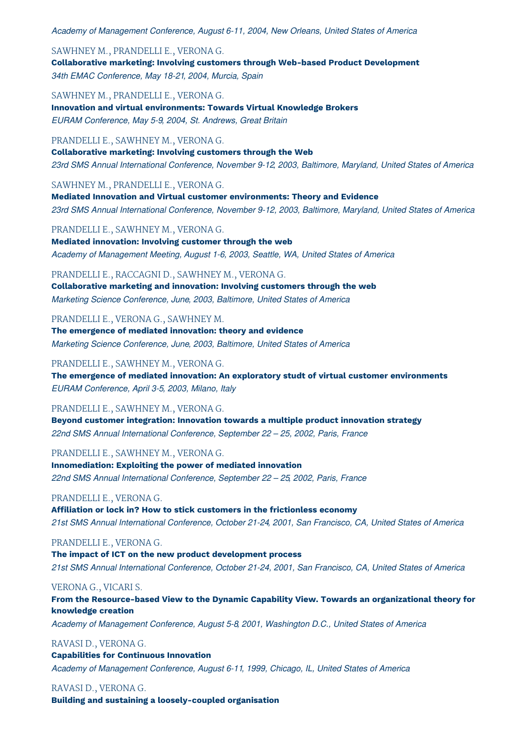*Academy of Management Conference, August 6-11, 2004, New Orleans, United States of America*

SAWHNEY M., PRANDELLI E., VERONA G.
**Collaborative marketing: Involving customers through Web-based Product Development**
*34th EMAC Conference, May 18-21, 2004, Murcia, Spain*

SAWHNEY M., PRANDELLI E., VERONA G.
**Innovation and virtual environments: Towards Virtual Knowledge Brokers**
*EURAM Conference, May 5-9, 2004, St. Andrews, Great Britain*

PRANDELLI E., SAWHNEY M., VERONA G.
**Collaborative marketing: Involving customers through the Web**
*23rd SMS Annual International Conference, November 9-12, 2003, Baltimore, Maryland, United States of America*

SAWHNEY M., PRANDELLI E., VERONA G.
**Mediated Innovation and Virtual customer environments: Theory and Evidence**
*23rd SMS Annual International Conference, November 9-12, 2003, Baltimore, Maryland, United States of America*

PRANDELLI E., SAWHNEY M., VERONA G.
**Mediated innovation: Involving customer through the web**
*Academy of Management Meeting, August 1-6, 2003, Seattle, WA, United States of America*

PRANDELLI E., RACCAGNI D., SAWHNEY M., VERONA G.
**Collaborative marketing and innovation: Involving customers through the web**
*Marketing Science Conference, June, 2003, Baltimore, United States of America*

PRANDELLI E., VERONA G., SAWHNEY M.
**The emergence of mediated innovation: theory and evidence**
*Marketing Science Conference, June, 2003, Baltimore, United States of America*

PRANDELLI E., SAWHNEY M., VERONA G.
**The emergence of mediated innovation: An exploratory studt of virtual customer environments**
*EURAM Conference, April 3-5, 2003, Milano, Italy*

PRANDELLI E., SAWHNEY M., VERONA G.
**Beyond customer integration: Innovation towards a multiple product innovation strategy**
*22nd SMS Annual International Conference, September 22 – 25, 2002, Paris, France*

PRANDELLI E., SAWHNEY M., VERONA G.
**Innomediation: Exploiting the power of mediated innovation**
*22nd SMS Annual International Conference, September 22 – 25, 2002, Paris, France*

PRANDELLI E., VERONA G.
**Affiliation or lock in? How to stick customers in the frictionless economy**
*21st SMS Annual International Conference, October 21-24, 2001, San Francisco, CA, United States of America*

PRANDELLI E., VERONA G.
**The impact of ICT on the new product development process**
*21st SMS Annual International Conference, October 21-24, 2001, San Francisco, CA, United States of America*

VERONA G., VICARI S.
**From the Resource-based View to the Dynamic Capability View. Towards an organizational theory for knowledge creation**
*Academy of Management Conference, August 5-8, 2001, Washington D.C., United States of America*

RAVASI D., VERONA G.
**Capabilities for Continuous Innovation**
*Academy of Management Conference, August 6-11, 1999, Chicago, IL, United States of America*

RAVASI D., VERONA G.
**Building and sustaining a loosely-coupled organisation**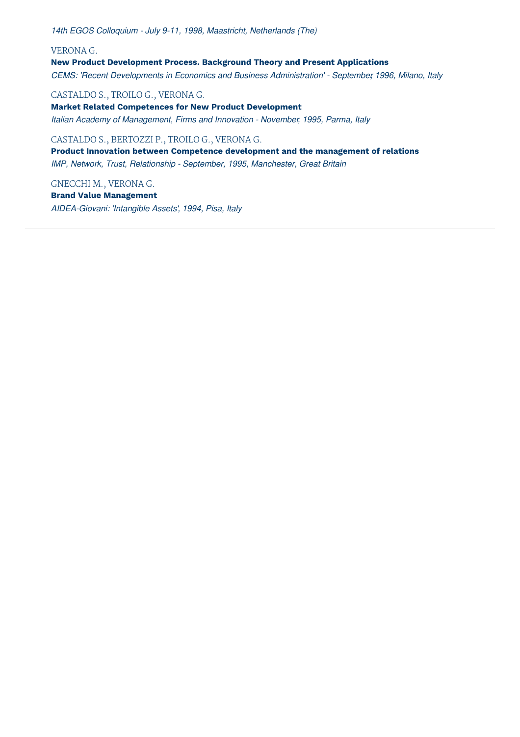*14th EGOS Colloquium - July 9-11, 1998, Maastricht, Netherlands (The)*

VERONA G.
**New Product Development Process. Background Theory and Present Applications**
*CEMS: 'Recent Developments in Economics and Business Administration' - September, 1996, Milano, Italy*

CASTALDO S., TROILO G., VERONA G.
**Market Related Competences for New Product Development**
*Italian Academy of Management, Firms and Innovation - November, 1995, Parma, Italy*

CASTALDO S., BERTOZZI P., TROILO G., VERONA G.
**Product Innovation between Competence development and the management of relations**
*IMP, Network, Trust, Relationship - September, 1995, Manchester, Great Britain*

GNECCHI M., VERONA G.
**Brand Value Management**
*AIDEA-Giovani: 'Intangible Assets', 1994, Pisa, Italy*